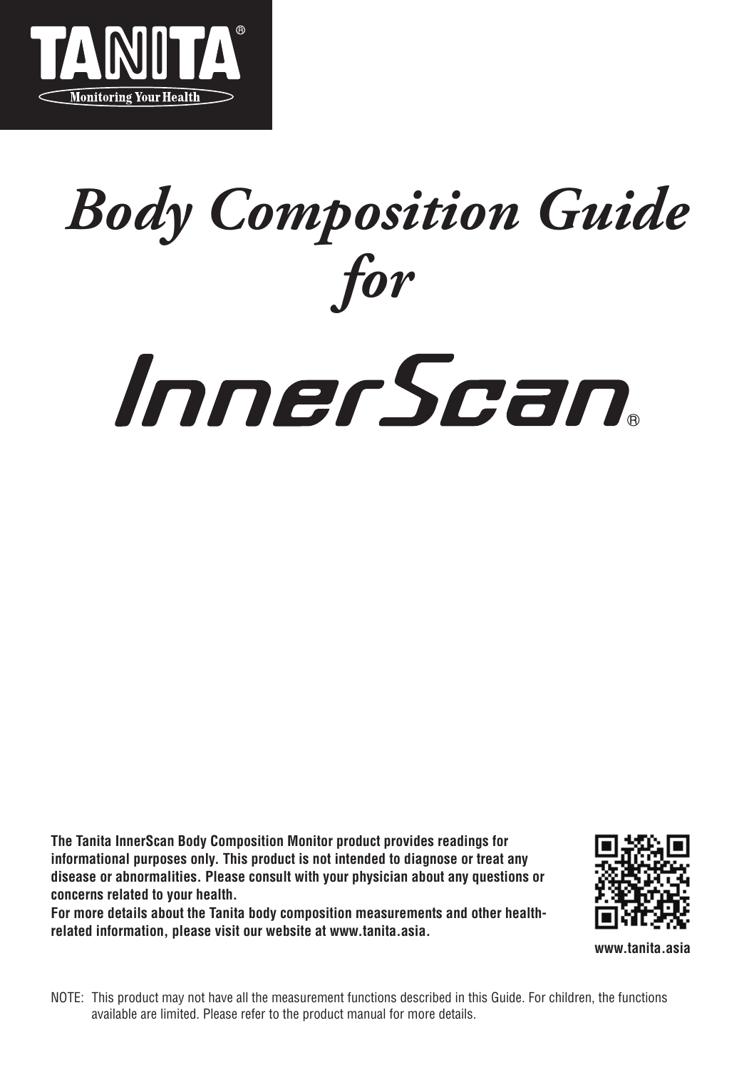**TANITA®**

Monitoring Your Health

# *Body Composition Guide for*

# *InnerScan®*

**The Tanita InnerScan Body Composition Monitor product provides readings for informational purposes only. This product is not intended to diagnose or treat any disease or abnormalities. Please consult with your physician about any questions or concerns related to your health.**
**For more details about the Tanita body composition measurements and other health-related information, please visit our website at www.tanita.asia.**

**www.tanita.asia**

NOTE: This product may not have all the measurement functions described in this Guide. For children, the functions available are limited. Please refer to the product manual for more details.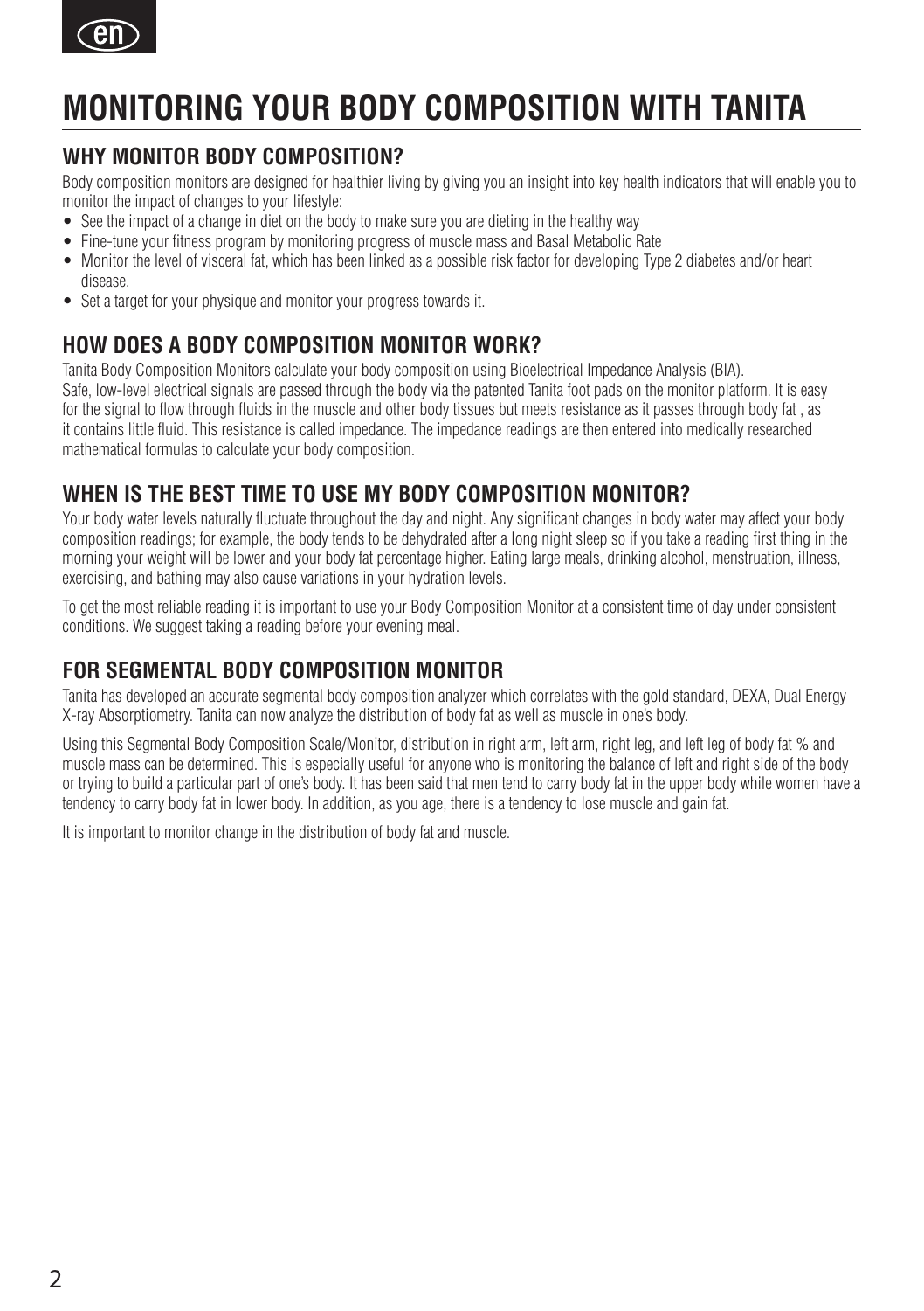# MONITORING YOUR BODY COMPOSITION WITH TANITA

## WHY MONITOR BODY COMPOSITION?

Body composition monitors are designed for healthier living by giving you an insight into key health indicators that will enable you to monitor the impact of changes to your lifestyle:

- See the impact of a change in diet on the body to make sure you are dieting in the healthy way
- Fine-tune your fitness program by monitoring progress of muscle mass and Basal Metabolic Rate
- Monitor the level of visceral fat, which has been linked as a possible risk factor for developing Type 2 diabetes and/or heart disease.
- Set a target for your physique and monitor your progress towards it.

## HOW DOES A BODY COMPOSITION MONITOR WORK?

Tanita Body Composition Monitors calculate your body composition using Bioelectrical Impedance Analysis (BIA).
Safe, low-level electrical signals are passed through the body via the patented Tanita foot pads on the monitor platform. It is easy for the signal to flow through fluids in the muscle and other body tissues but meets resistance as it passes through body fat , as it contains little fluid. This resistance is called impedance. The impedance readings are then entered into medically researched mathematical formulas to calculate your body composition.

## WHEN IS THE BEST TIME TO USE MY BODY COMPOSITION MONITOR?

Your body water levels naturally fluctuate throughout the day and night. Any significant changes in body water may affect your body composition readings; for example, the body tends to be dehydrated after a long night sleep so if you take a reading first thing in the morning your weight will be lower and your body fat percentage higher. Eating large meals, drinking alcohol, menstruation, illness, exercising, and bathing may also cause variations in your hydration levels.

To get the most reliable reading it is important to use your Body Composition Monitor at a consistent time of day under consistent conditions. We suggest taking a reading before your evening meal.

## FOR SEGMENTAL BODY COMPOSITION MONITOR

Tanita has developed an accurate segmental body composition analyzer which correlates with the gold standard, DEXA, Dual Energy X-ray Absorptiometry. Tanita can now analyze the distribution of body fat as well as muscle in one's body.

Using this Segmental Body Composition Scale/Monitor, distribution in right arm, left arm, right leg, and left leg of body fat % and muscle mass can be determined. This is especially useful for anyone who is monitoring the balance of left and right side of the body or trying to build a particular part of one's body. It has been said that men tend to carry body fat in the upper body while women have a tendency to carry body fat in lower body. In addition, as you age, there is a tendency to lose muscle and gain fat.

It is important to monitor change in the distribution of body fat and muscle.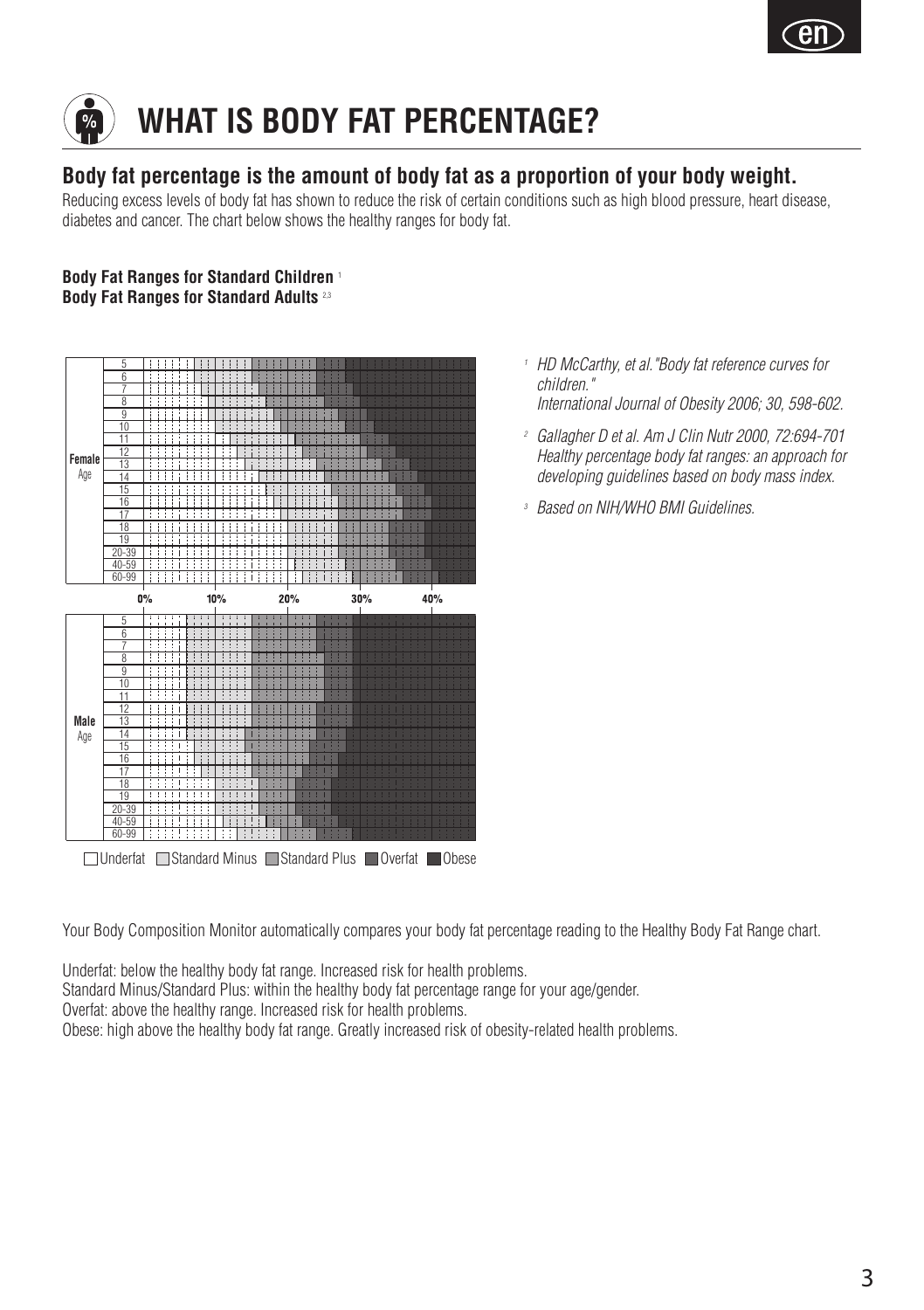// WHAT IS BODY FAT PERCENTAGE?

## Body fat percentage is the amount of body fat as a proportion of your body weight.

Reducing excess levels of body fat has shown to reduce the risk of certain conditions such as high blood pressure, heart disease, diabetes and cancer. The chart below shows the healthy ranges for body fat.

**Body Fat Ranges for Standard Children** [1]
**Body Fat Ranges for Standard Adults** [2,3]

Female Age: 5, 6, 7, 8, 9, 10, 11, 12, 13, 14, 15, 16, 17, 18, 19, 20-39, 40-59, 60-99

0% 10% 20% 30% 40%

Male Age: 5, 6, 7, 8, 9, 10, 11, 12, 13, 14, 15, 16, 17, 18, 19, 20-39, 40-59, 60-99

Underfat | Standard Minus | Standard Plus | Overfat | Obese

[1] *HD McCarthy, et al."Body fat reference curves for children." International Journal of Obesity 2006; 30, 598-602.*

[2] *Gallagher D et al. Am J Clin Nutr 2000, 72:694-701 Healthy percentage body fat ranges: an approach for developing guidelines based on body mass index.*

[3] *Based on NIH/WHO BMI Guidelines.*

Your Body Composition Monitor automatically compares your body fat percentage reading to the Healthy Body Fat Range chart.

Underfat: below the healthy body fat range. Increased risk for health problems.
Standard Minus/Standard Plus: within the healthy body fat percentage range for your age/gender.
Overfat: above the healthy range. Increased risk for health problems.
Obese: high above the healthy body fat range. Greatly increased risk of obesity-related health problems.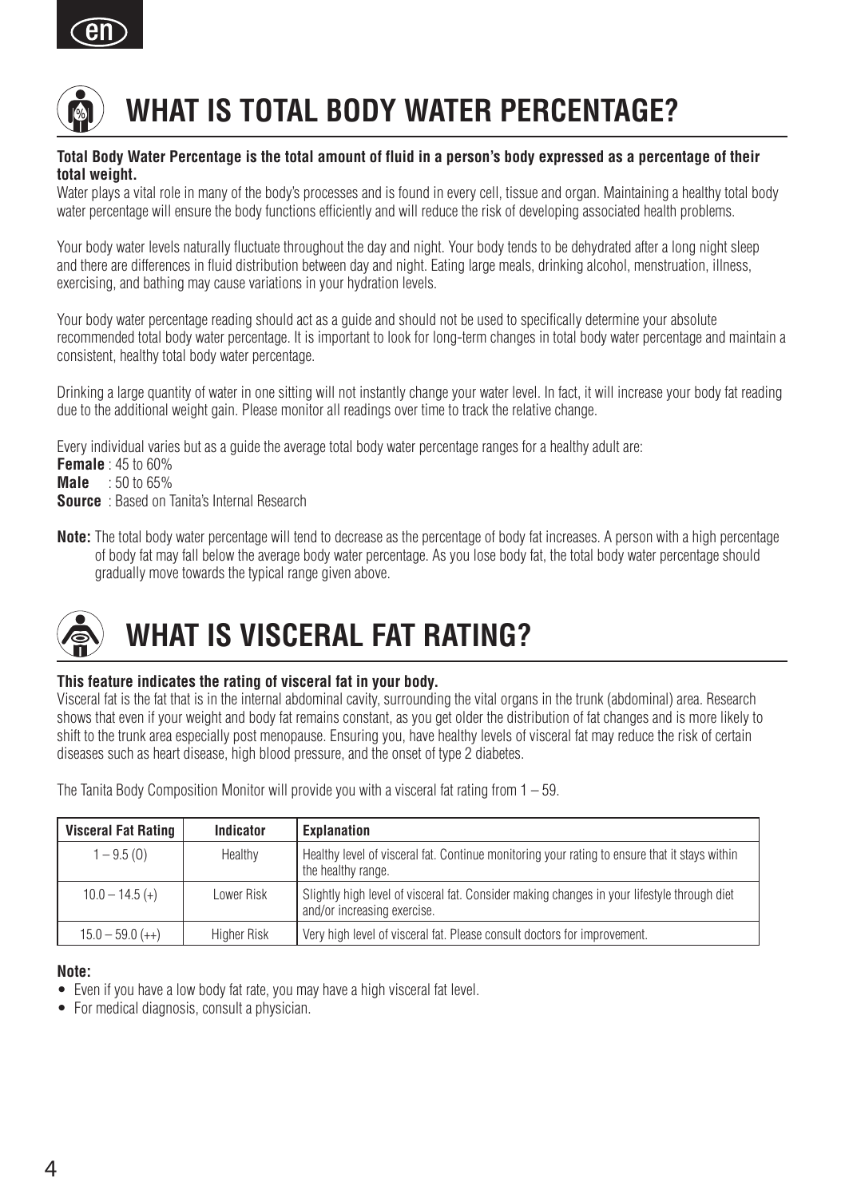# WHAT IS TOTAL BODY WATER PERCENTAGE?

**Total Body Water Percentage is the total amount of fluid in a person's body expressed as a percentage of their total weight.**

Water plays a vital role in many of the body's processes and is found in every cell, tissue and organ. Maintaining a healthy total body water percentage will ensure the body functions efficiently and will reduce the risk of developing associated health problems.

Your body water levels naturally fluctuate throughout the day and night. Your body tends to be dehydrated after a long night sleep and there are differences in fluid distribution between day and night. Eating large meals, drinking alcohol, menstruation, illness, exercising, and bathing may cause variations in your hydration levels.

Your body water percentage reading should act as a guide and should not be used to specifically determine your absolute recommended total body water percentage. It is important to look for long-term changes in total body water percentage and maintain a consistent, healthy total body water percentage.

Drinking a large quantity of water in one sitting will not instantly change your water level. In fact, it will increase your body fat reading due to the additional weight gain. Please monitor all readings over time to track the relative change.

Every individual varies but as a guide the average total body water percentage ranges for a healthy adult are:
**Female** : 45 to 60%
**Male** : 50 to 65%
**Source** : Based on Tanita's Internal Research

**Note:** The total body water percentage will tend to decrease as the percentage of body fat increases. A person with a high percentage of body fat may fall below the average body water percentage. As you lose body fat, the total body water percentage should gradually move towards the typical range given above.

# WHAT IS VISCERAL FAT RATING?

**This feature indicates the rating of visceral fat in your body.**

Visceral fat is the fat that is in the internal abdominal cavity, surrounding the vital organs in the trunk (abdominal) area. Research shows that even if your weight and body fat remains constant, as you get older the distribution of fat changes and is more likely to shift to the trunk area especially post menopause. Ensuring you, have healthy levels of visceral fat may reduce the risk of certain diseases such as heart disease, high blood pressure, and the onset of type 2 diabetes.

The Tanita Body Composition Monitor will provide you with a visceral fat rating from 1 – 59.

| Visceral Fat Rating | Indicator | Explanation |
|---|---|---|
| 1 – 9.5 (0) | Healthy | Healthy level of visceral fat. Continue monitoring your rating to ensure that it stays within the healthy range. |
| 10.0 – 14.5 (+) | Lower Risk | Slightly high level of visceral fat. Consider making changes in your lifestyle through diet and/or increasing exercise. |
| 15.0 – 59.0 (++) | Higher Risk | Very high level of visceral fat. Please consult doctors for improvement. |

**Note:**

- Even if you have a low body fat rate, you may have a high visceral fat level.
- For medical diagnosis, consult a physician.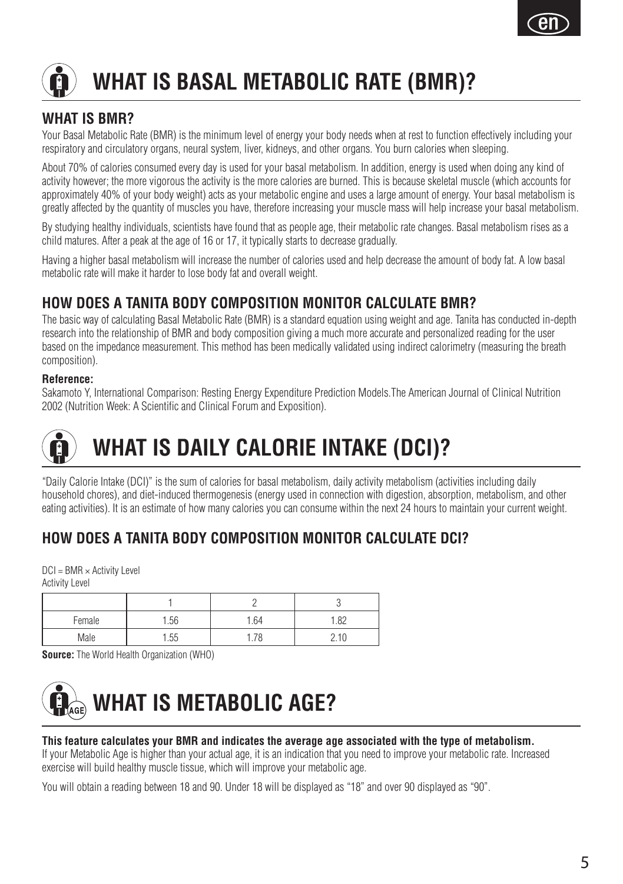# WHAT IS BASAL METABOLIC RATE (BMR)?

## WHAT IS BMR?

Your Basal Metabolic Rate (BMR) is the minimum level of energy your body needs when at rest to function effectively including your respiratory and circulatory organs, neural system, liver, kidneys, and other organs. You burn calories when sleeping.

About 70% of calories consumed every day is used for your basal metabolism. In addition, energy is used when doing any kind of activity however; the more vigorous the activity is the more calories are burned. This is because skeletal muscle (which accounts for approximately 40% of your body weight) acts as your metabolic engine and uses a large amount of energy. Your basal metabolism is greatly affected by the quantity of muscles you have, therefore increasing your muscle mass will help increase your basal metabolism.

By studying healthy individuals, scientists have found that as people age, their metabolic rate changes. Basal metabolism rises as a child matures. After a peak at the age of 16 or 17, it typically starts to decrease gradually.

Having a higher basal metabolism will increase the number of calories used and help decrease the amount of body fat. A low basal metabolic rate will make it harder to lose body fat and overall weight.

## HOW DOES A TANITA BODY COMPOSITION MONITOR CALCULATE BMR?

The basic way of calculating Basal Metabolic Rate (BMR) is a standard equation using weight and age. Tanita has conducted in-depth research into the relationship of BMR and body composition giving a much more accurate and personalized reading for the user based on the impedance measurement. This method has been medically validated using indirect calorimetry (measuring the breath composition).

**Reference:**
Sakamoto Y, International Comparison: Resting Energy Expenditure Prediction Models.The American Journal of Clinical Nutrition 2002 (Nutrition Week: A Scientific and Clinical Forum and Exposition).

# WHAT IS DAILY CALORIE INTAKE (DCI)?

"Daily Calorie Intake (DCI)" is the sum of calories for basal metabolism, daily activity metabolism (activities including daily household chores), and diet-induced thermogenesis (energy used in connection with digestion, absorption, metabolism, and other eating activities). It is an estimate of how many calories you can consume within the next 24 hours to maintain your current weight.

## HOW DOES A TANITA BODY COMPOSITION MONITOR CALCULATE DCI?

DCI = BMR × Activity Level
Activity Level

| | 1 | 2 | 3 |
|---|---|---|---|
| Female | 1.56 | 1.64 | 1.82 |
| Male | 1.55 | 1.78 | 2.10 |

**Source:** The World Health Organization (WHO)

# WHAT IS METABOLIC AGE?

**This feature calculates your BMR and indicates the average age associated with the type of metabolism.**
If your Metabolic Age is higher than your actual age, it is an indication that you need to improve your metabolic rate. Increased exercise will build healthy muscle tissue, which will improve your metabolic age.

You will obtain a reading between 18 and 90. Under 18 will be displayed as "18" and over 90 displayed as "90".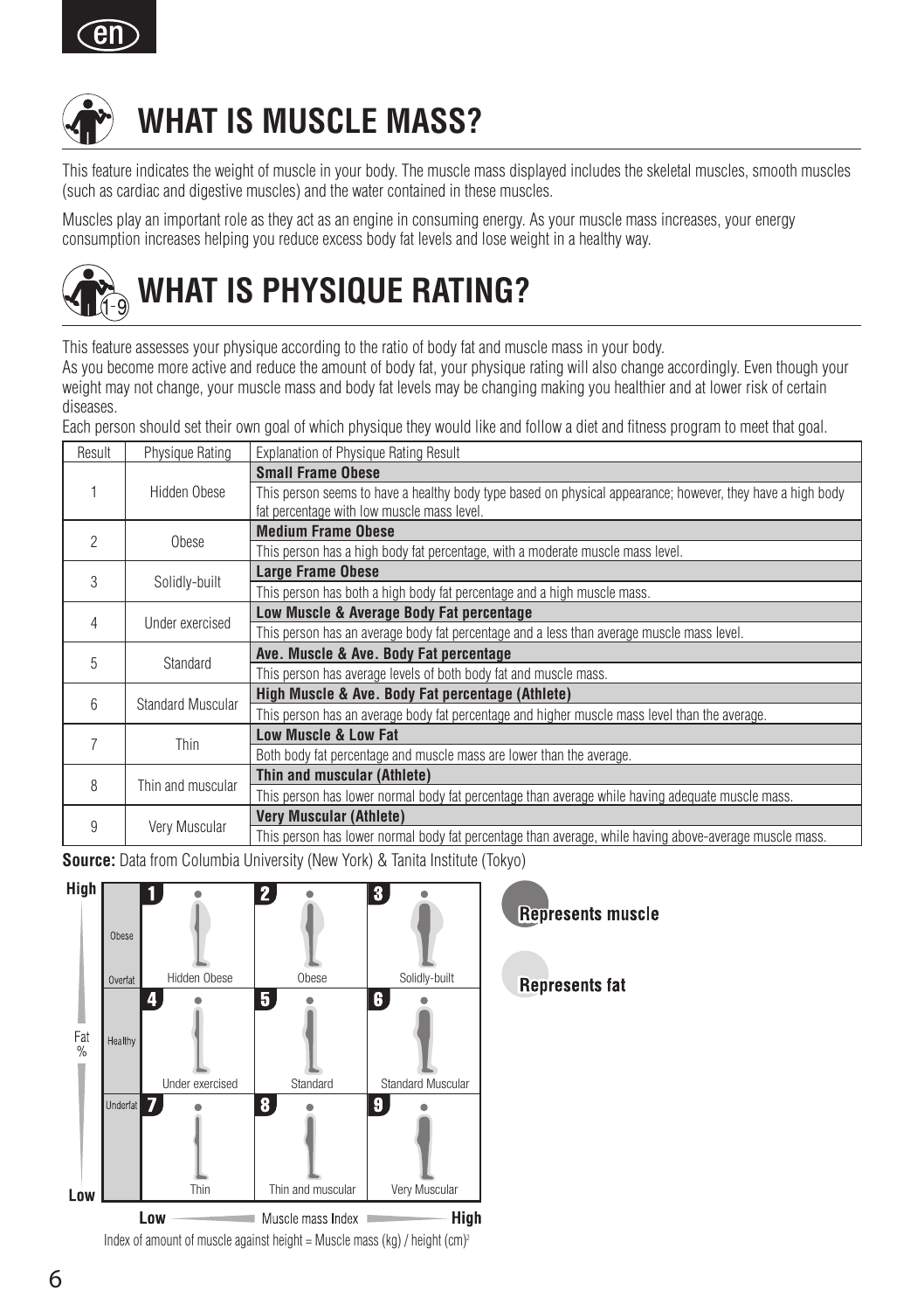# WHAT IS MUSCLE MASS?

This feature indicates the weight of muscle in your body. The muscle mass displayed includes the skeletal muscles, smooth muscles (such as cardiac and digestive muscles) and the water contained in these muscles.

Muscles play an important role as they act as an engine in consuming energy. As your muscle mass increases, your energy consumption increases helping you reduce excess body fat levels and lose weight in a healthy way.

# WHAT IS PHYSIQUE RATING?

This feature assesses your physique according to the ratio of body fat and muscle mass in your body.
As you become more active and reduce the amount of body fat, your physique rating will also change accordingly. Even though your weight may not change, your muscle mass and body fat levels may be changing making you healthier and at lower risk of certain diseases.
Each person should set their own goal of which physique they would like and follow a diet and fitness program to meet that goal.

| Result | Physique Rating | Explanation of Physique Rating Result |
|---|---|---|
| 1 | Hidden Obese | **Small Frame Obese**<br>This person seems to have a healthy body type based on physical appearance; however, they have a high body fat percentage with low muscle mass level. |
| 2 | Obese | **Medium Frame Obese**<br>This person has a high body fat percentage, with a moderate muscle mass level. |
| 3 | Solidly-built | **Large Frame Obese**<br>This person has both a high body fat percentage and a high muscle mass. |
| 4 | Under exercised | **Low Muscle & Average Body Fat percentage**<br>This person has an average body fat percentage and a less than average muscle mass level. |
| 5 | Standard | **Ave. Muscle & Ave. Body Fat percentage**<br>This person has average levels of both body fat and muscle mass. |
| 6 | Standard Muscular | **High Muscle & Ave. Body Fat percentage (Athlete)**<br>This person has an average body fat percentage and higher muscle mass level than the average. |
| 7 | Thin | **Low Muscle & Low Fat**<br>Both body fat percentage and muscle mass are lower than the average. |
| 8 | Thin and muscular | **Thin and muscular (Athlete)**<br>This person has lower normal body fat percentage than average while having adequate muscle mass. |
| 9 | Very Muscular | **Very Muscular (Athlete)**<br>This person has lower normal body fat percentage than average, while having above-average muscle mass. |

**Source:** Data from Columbia University (New York) & Tanita Institute (Tokyo)

| Fat % | | Low Muscle mass Index | | High |
|---|---|---|---|---|
| High | Obese / Overfat | 1 Hidden Obese | 2 Obese | 3 Solidly-built |
| | Healthy | 4 Under exercised | 5 Standard | 6 Standard Muscular |
| Low | Underfat | 7 Thin | 8 Thin and muscular | 9 Very Muscular |

Represents muscle

Represents fat

Index of amount of muscle against height = Muscle mass (kg) / height $(cm)^2$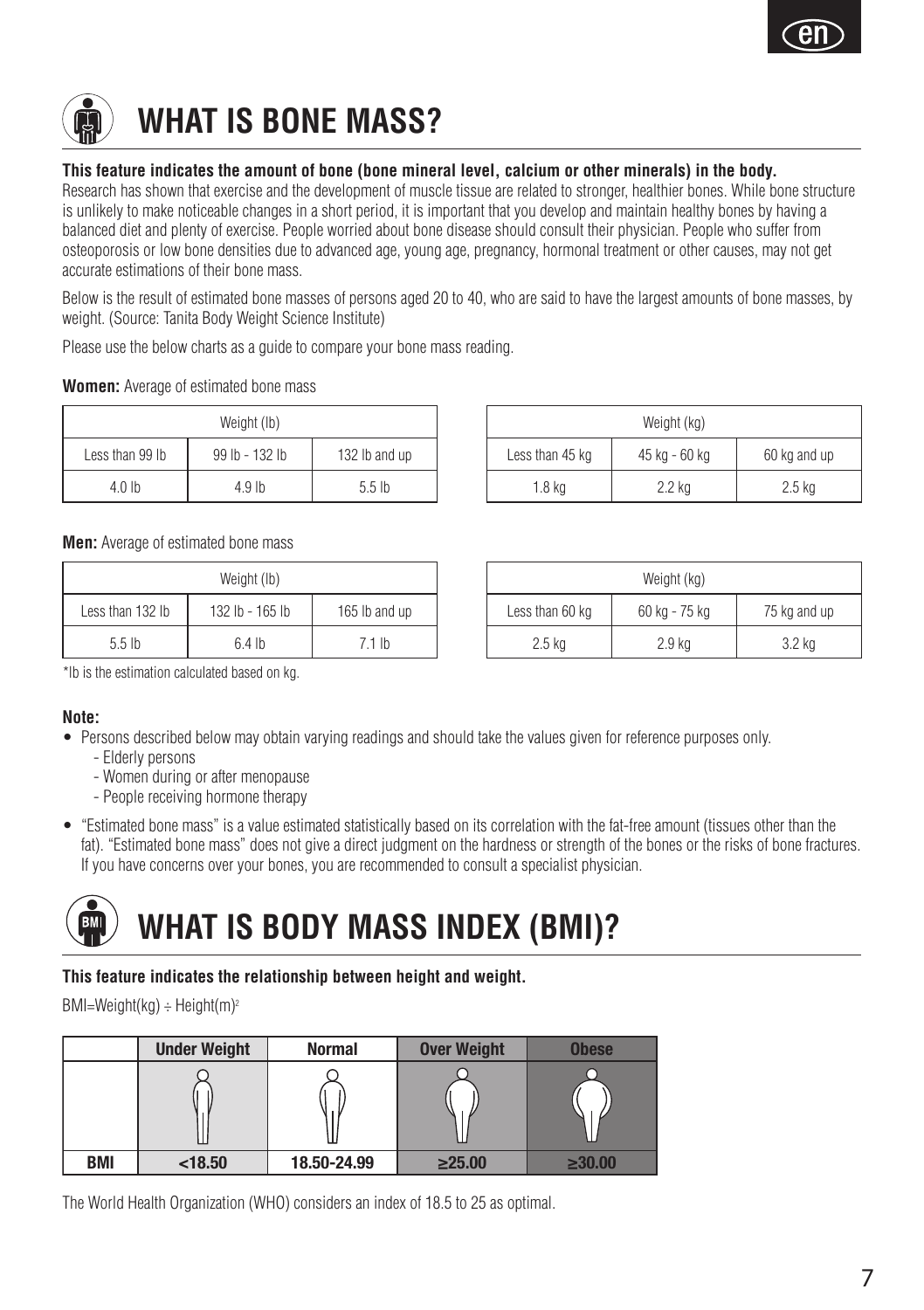# WHAT IS BONE MASS?

**This feature indicates the amount of bone (bone mineral level, calcium or other minerals) in the body.**
Research has shown that exercise and the development of muscle tissue are related to stronger, healthier bones. While bone structure is unlikely to make noticeable changes in a short period, it is important that you develop and maintain healthy bones by having a balanced diet and plenty of exercise. People worried about bone disease should consult their physician. People who suffer from osteoporosis or low bone densities due to advanced age, young age, pregnancy, hormonal treatment or other causes, may not get accurate estimations of their bone mass.

Below is the result of estimated bone masses of persons aged 20 to 40, who are said to have the largest amounts of bone masses, by weight. (Source: Tanita Body Weight Science Institute)

Please use the below charts as a guide to compare your bone mass reading.

**Women:** Average of estimated bone mass

| Weight (lb) | | |
|---|---|---|
| Less than 99 lb | 99 lb - 132 lb | 132 lb and up |
| 4.0 lb | 4.9 lb | 5.5 lb |

| Weight (kg) | | |
|---|---|---|
| Less than 45 kg | 45 kg - 60 kg | 60 kg and up |
| 1.8 kg | 2.2 kg | 2.5 kg |

**Men:** Average of estimated bone mass

| Weight (lb) | | |
|---|---|---|
| Less than 132 lb | 132 lb - 165 lb | 165 lb and up |
| 5.5 lb | 6.4 lb | 7.1 lb |

| Weight (kg) | | |
|---|---|---|
| Less than 60 kg | 60 kg - 75 kg | 75 kg and up |
| 2.5 kg | 2.9 kg | 3.2 kg |

*lb is the estimation calculated based on kg.

**Note:**

- Persons described below may obtain varying readings and should take the values given for reference purposes only.
  - Elderly persons
  - Women during or after menopause
  - People receiving hormone therapy
- "Estimated bone mass" is a value estimated statistically based on its correlation with the fat-free amount (tissues other than the fat). "Estimated bone mass" does not give a direct judgment on the hardness or strength of the bones or the risks of bone fractures. If you have concerns over your bones, you are recommended to consult a specialist physician.

# WHAT IS BODY MASS INDEX (BMI)?

**This feature indicates the relationship between height and weight.**

BMI=Weight(kg) ÷ Height(m)$^2$

| | Under Weight | Normal | Over Weight | Obese |
|---|---|---|---|---|
| BMI | <18.50 | 18.50-24.99 | ≥25.00 | ≥30.00 |

The World Health Organization (WHO) considers an index of 18.5 to 25 as optimal.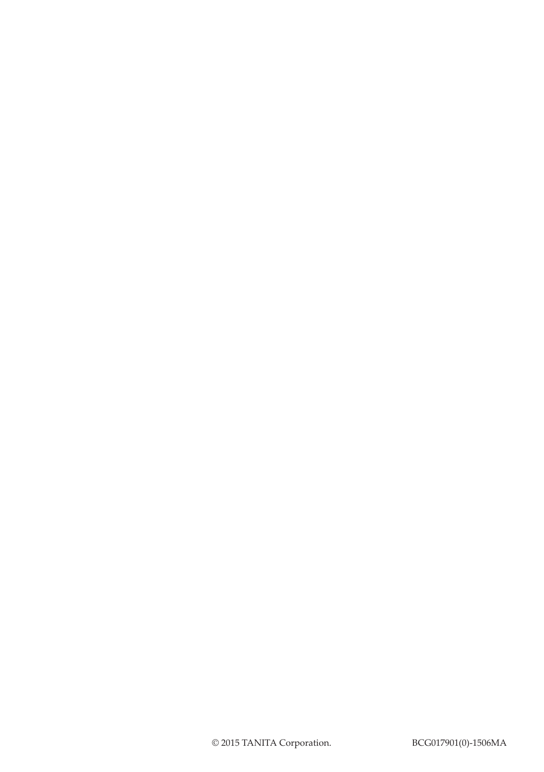© 2015 TANITA Corporation. BCG017901(0)-1506MA